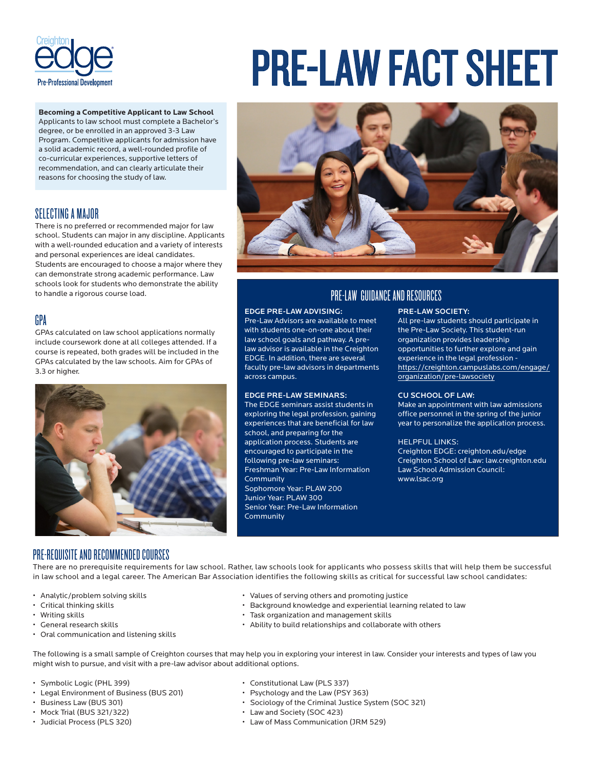Creighton edge
Pre-Professional Development

# PRE-LAW FACT SHEET

**Becoming a Competitive Applicant to Law School**
Applicants to law school must complete a Bachelor's degree, or be enrolled in an approved 3-3 Law Program. Competitive applicants for admission have a solid academic record, a well-rounded profile of co-curricular experiences, supportive letters of recommendation, and can clearly articulate their reasons for choosing the study of law.

## SELECTING A MAJOR

There is no preferred or recommended major for law school. Students can major in any discipline. Applicants with a well-rounded education and a variety of interests and personal experiences are ideal candidates. Students are encouraged to choose a major where they can demonstrate strong academic performance. Law schools look for students who demonstrate the ability to handle a rigorous course load.

## GPA

GPAs calculated on law school applications normally include coursework done at all colleges attended. If a course is repeated, both grades will be included in the GPAs calculated by the law schools. Aim for GPAs of 3.3 or higher.

## PRE-LAW GUIDANCE AND RESOURCES

**EDGE PRE-LAW ADVISING:**
Pre-Law Advisors are available to meet with students one-on-one about their law school goals and pathway. A pre-law advisor is available in the Creighton EDGE. In addition, there are several faculty pre-law advisors in departments across campus.

**EDGE PRE-LAW SEMINARS:**
The EDGE seminars assist students in exploring the legal profession, gaining experiences that are beneficial for law school, and preparing for the application process. Students are encouraged to participate in the following pre-law seminars:
Freshman Year: Pre-Law Information Community
Sophomore Year: PLAW 200
Junior Year: PLAW 300
Senior Year: Pre-Law Information Community

**PRE-LAW SOCIETY:**
All pre-law students should participate in the Pre-Law Society. This student-run organization provides leadership opportunities to further explore and gain experience in the legal profession - https://creighton.campuslabs.com/engage/organization/pre-lawsociety

**CU SCHOOL OF LAW:**
Make an appointment with law admissions office personnel in the spring of the junior year to personalize the application process.

HELPFUL LINKS:
Creighton EDGE: creighton.edu/edge
Creighton School of Law: law.creighton.edu
Law School Admission Council: www.lsac.org

## PRE-REQUISITE AND RECOMMENDED COURSES

There are no prerequisite requirements for law school. Rather, law schools look for applicants who possess skills that will help them be successful in law school and a legal career. The American Bar Association identifies the following skills as critical for successful law school candidates:

- Analytic/problem solving skills
- Critical thinking skills
- Writing skills
- General research skills
- Oral communication and listening skills
- Values of serving others and promoting justice
- Background knowledge and experiential learning related to law
- Task organization and management skills
- Ability to build relationships and collaborate with others

The following is a small sample of Creighton courses that may help you in exploring your interest in law. Consider your interests and types of law you might wish to pursue, and visit with a pre-law advisor about additional options.

- Symbolic Logic (PHL 399)
- Legal Environment of Business (BUS 201)
- Business Law (BUS 301)
- Mock Trial (BUS 321/322)
- Judicial Process (PLS 320)
- Constitutional Law (PLS 337)
- Psychology and the Law (PSY 363)
- Sociology of the Criminal Justice System (SOC 321)
- Law and Society (SOC 423)
- Law of Mass Communication (JRM 529)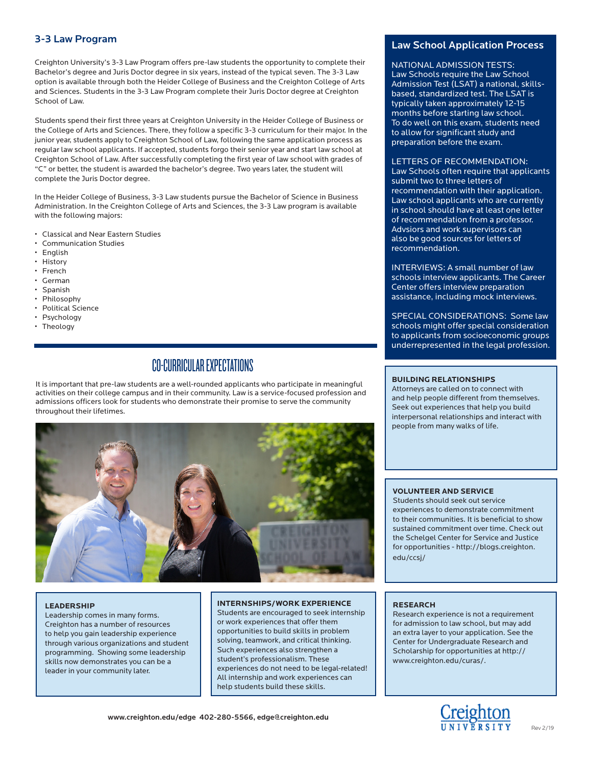## 3-3 Law Program

Creighton University's 3-3 Law Program offers pre-law students the opportunity to complete their Bachelor's degree and Juris Doctor degree in six years, instead of the typical seven. The 3-3 Law option is available through both the Heider College of Business and the Creighton College of Arts and Sciences. Students in the 3-3 Law Program complete their Juris Doctor degree at Creighton School of Law.

Students spend their first three years at Creighton University in the Heider College of Business or the College of Arts and Sciences. There, they follow a specific 3-3 curriculum for their major. In the junior year, students apply to Creighton School of Law, following the same application process as regular law school applicants. If accepted, students forgo their senior year and start law school at Creighton School of Law. After successfully completing the first year of law school with grades of "C" or better, the student is awarded the bachelor's degree. Two years later, the student will complete the Juris Doctor degree.

In the Heider College of Business, 3-3 Law students pursue the Bachelor of Science in Business Administration. In the Creighton College of Arts and Sciences, the 3-3 Law program is available with the following majors:

- Classical and Near Eastern Studies
- Communication Studies
- English
- History
- French
- German
- Spanish
- Philosophy
- Political Science
- Psychology
- Theology

## Law School Application Process

NATIONAL ADMISSION TESTS: Law Schools require the Law School Admission Test (LSAT) a national, skills-based, standardized test. The LSAT is typically taken approximately 12-15 months before starting law school. To do well on this exam, students need to allow for significant study and preparation before the exam.

LETTERS OF RECOMMENDATION: Law Schools often require that applicants submit two to three letters of recommendation with their application. Law school applicants who are currently in school should have at least one letter of recommendation from a professor. Advsiors and work supervisors can also be good sources for letters of recommendation.

INTERVIEWS: A small number of law schools interview applicants. The Career Center offers interview preparation assistance, including mock interviews.

SPECIAL CONSIDERATIONS: Some law schools might offer special consideration to applicants from socioeconomic groups underrepresented in the legal profession.

## CO-CURRICULAR EXPECTATIONS

It is important that pre-law students are a well-rounded applicants who participate in meaningful activities on their college campus and in their community. Law is a service-focused profession and admissions officers look for students who demonstrate their promise to serve the community throughout their lifetimes.

### BUILDING RELATIONSHIPS

Attorneys are called on to connect with and help people different from themselves. Seek out experiences that help you build interpersonal relationships and interact with people from many walks of life.

### VOLUNTEER AND SERVICE

Students should seek out service experiences to demonstrate commitment to their communities. It is beneficial to show sustained commitment over time. Check out the Schelgel Center for Service and Justice for opportunities - http://blogs.creighton.edu/ccsj/

### LEADERSHIP

Leadership comes in many forms. Creighton has a number of resources to help you gain leadership experience through various organizations and student programming. Showing some leadership skills now demonstrates you can be a leader in your community later.

### INTERNSHIPS/WORK EXPERIENCE

Students are encouraged to seek internship or work experiences that offer them opportunities to build skills in problem solving, teamwork, and critical thinking. Such experiences also strengthen a student's professionalism. These experiences do not need to be legal-related! All internship and work experiences can help students build these skills.

### RESEARCH

Research experience is not a requirement for admission to law school, but may add an extra layer to your application. See the Center for Undergraduate Research and Scholarship for opportunities at http://www.creighton.edu/curas/.

www.creighton.edu/edge 402-280-5566, edge@creighton.edu

Creighton UNIVERSITY

Rev 2/19